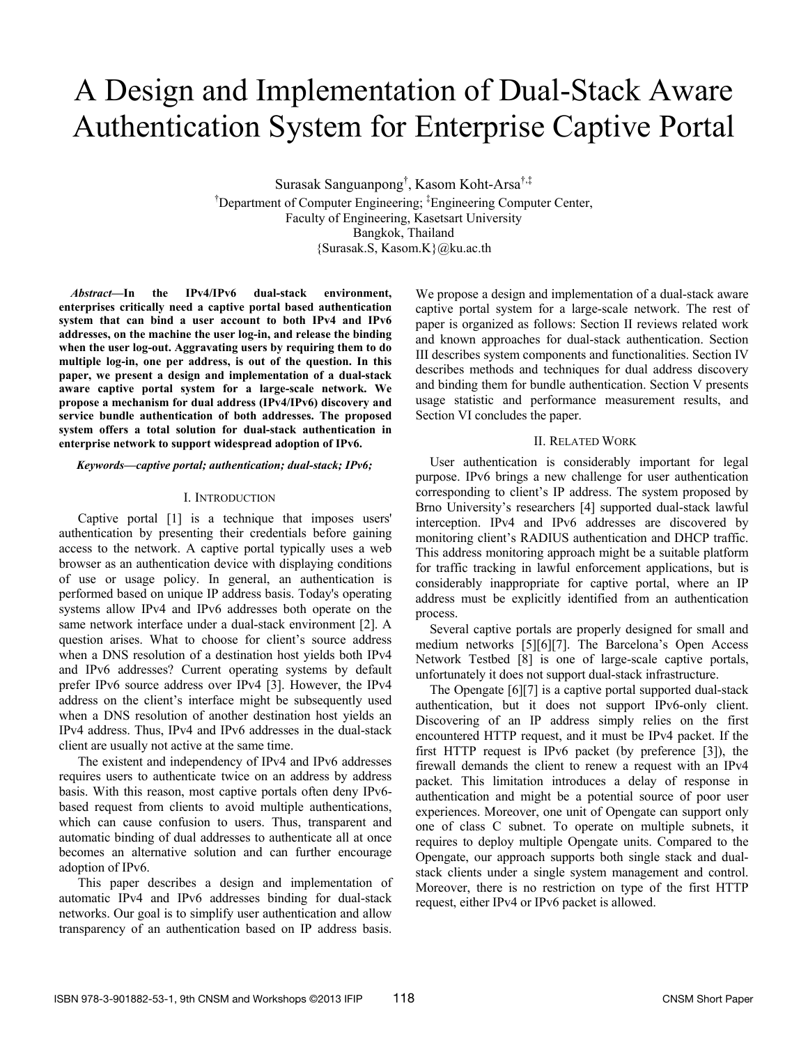# A Design and Implementation of Dual-Stack Aware Authentication System for Enterprise Captive Portal

Surasak Sanguanpong[†], Kasom Koht-Arsa[†,‡]

[†]Department of Computer Engineering; [‡]Engineering Computer Center,
Faculty of Engineering, Kasetsart University
Bangkok, Thailand
{Surasak.S, Kasom.K}@ku.ac.th

***Abstract*—In the IPv4/IPv6 dual-stack environment, enterprises critically need a captive portal based authentication system that can bind a user account to both IPv4 and IPv6 addresses, on the machine the user log-in, and release the binding when the user log-out. Aggravating users by requiring them to do multiple log-in, one per address, is out of the question. In this paper, we present a design and implementation of a dual-stack aware captive portal system for a large-scale network. We propose a mechanism for dual address (IPv4/IPv6) discovery and service bundle authentication of both addresses. The proposed system offers a total solution for dual-stack authentication in enterprise network to support widespread adoption of IPv6.**

***Keywords—captive portal; authentication; dual-stack; IPv6;***

## I. Introduction

Captive portal [1] is a technique that imposes users' authentication by presenting their credentials before gaining access to the network. A captive portal typically uses a web browser as an authentication device with displaying conditions of use or usage policy. In general, an authentication is performed based on unique IP address basis. Today's operating systems allow IPv4 and IPv6 addresses both operate on the same network interface under a dual-stack environment [2]. A question arises. What to choose for client's source address when a DNS resolution of a destination host yields both IPv4 and IPv6 addresses? Current operating systems by default prefer IPv6 source address over IPv4 [3]. However, the IPv4 address on the client's interface might be subsequently used when a DNS resolution of another destination host yields an IPv4 address. Thus, IPv4 and IPv6 addresses in the dual-stack client are usually not active at the same time.

The existent and independency of IPv4 and IPv6 addresses requires users to authenticate twice on an address by address basis. With this reason, most captive portals often deny IPv6-based request from clients to avoid multiple authentications, which can cause confusion to users. Thus, transparent and automatic binding of dual addresses to authenticate all at once becomes an alternative solution and can further encourage adoption of IPv6.

This paper describes a design and implementation of automatic IPv4 and IPv6 addresses binding for dual-stack networks. Our goal is to simplify user authentication and allow transparency of an authentication based on IP address basis. We propose a design and implementation of a dual-stack aware captive portal system for a large-scale network. The rest of paper is organized as follows: Section II reviews related work and known approaches for dual-stack authentication. Section III describes system components and functionalities. Section IV describes methods and techniques for dual address discovery and binding them for bundle authentication. Section V presents usage statistic and performance measurement results, and Section VI concludes the paper.

## II. Related Work

User authentication is considerably important for legal purpose. IPv6 brings a new challenge for user authentication corresponding to client's IP address. The system proposed by Brno University's researchers [4] supported dual-stack lawful interception. IPv4 and IPv6 addresses are discovered by monitoring client's RADIUS authentication and DHCP traffic. This address monitoring approach might be a suitable platform for traffic tracking in lawful enforcement applications, but is considerably inappropriate for captive portal, where an IP address must be explicitly identified from an authentication process.

Several captive portals are properly designed for small and medium networks [5][6][7]. The Barcelona's Open Access Network Testbed [8] is one of large-scale captive portals, unfortunately it does not support dual-stack infrastructure.

The Opengate [6][7] is a captive portal supported dual-stack authentication, but it does not support IPv6-only client. Discovering of an IP address simply relies on the first encountered HTTP request, and it must be IPv4 packet. If the first HTTP request is IPv6 packet (by preference [3]), the firewall demands the client to renew a request with an IPv4 packet. This limitation introduces a delay of response in authentication and might be a potential source of poor user experiences. Moreover, one unit of Opengate can support only one of class C subnet. To operate on multiple subnets, it requires to deploy multiple Opengate units. Compared to the Opengate, our approach supports both single stack and dual-stack clients under a single system management and control. Moreover, there is no restriction on type of the first HTTP request, either IPv4 or IPv6 packet is allowed.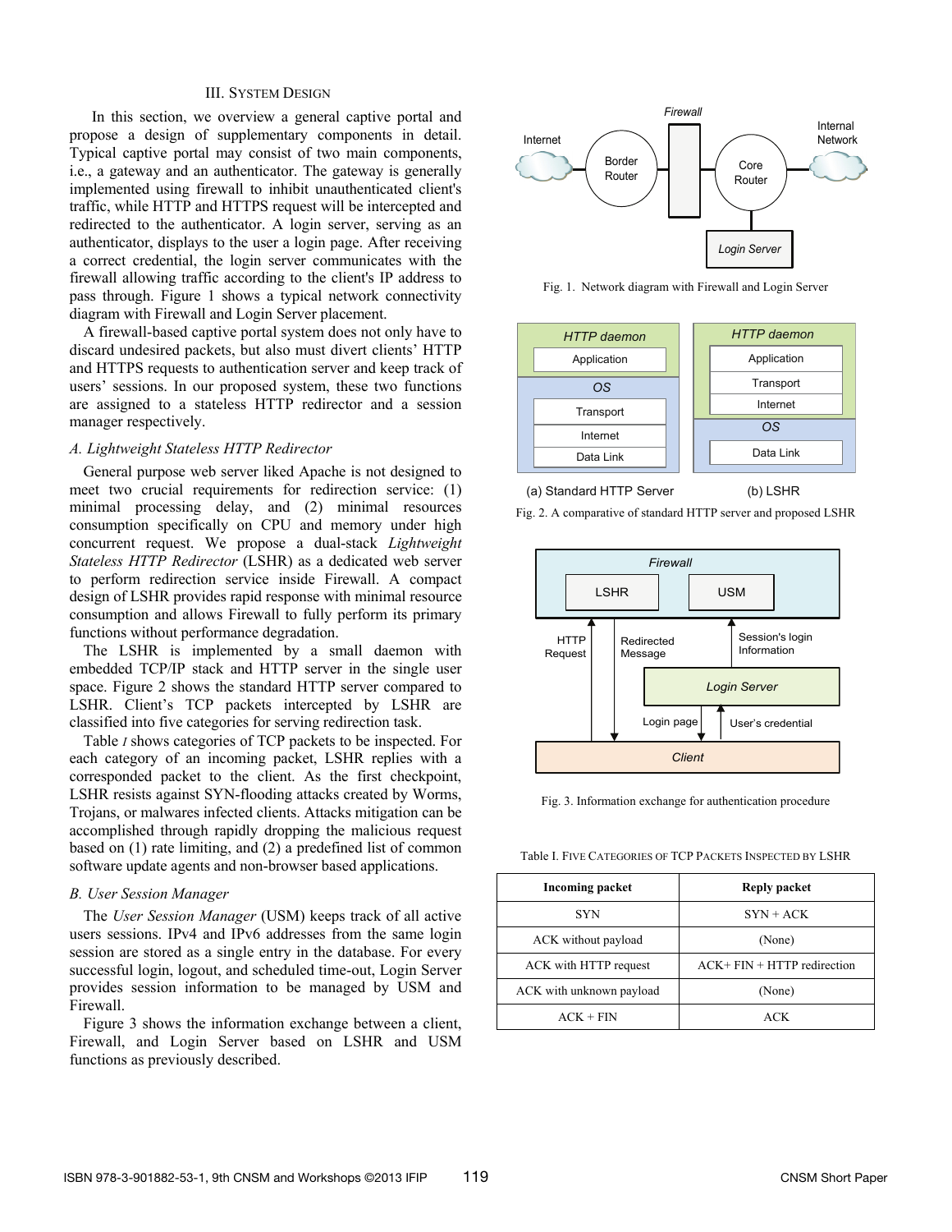## III. System Design

In this section, we overview a general captive portal and propose a design of supplementary components in detail. Typical captive portal may consist of two main components, i.e., a gateway and an authenticator. The gateway is generally implemented using firewall to inhibit unauthenticated client's traffic, while HTTP and HTTPS request will be intercepted and redirected to the authenticator. A login server, serving as an authenticator, displays to the user a login page. After receiving a correct credential, the login server communicates with the firewall allowing traffic according to the client's IP address to pass through. Figure 1 shows a typical network connectivity diagram with Firewall and Login Server placement.

A firewall-based captive portal system does not only have to discard undesired packets, but also must divert clients' HTTP and HTTPS requests to authentication server and keep track of users' sessions. In our proposed system, these two functions are assigned to a stateless HTTP redirector and a session manager respectively.

### A. Lightweight Stateless HTTP Redirector

General purpose web server liked Apache is not designed to meet two crucial requirements for redirection service: (1) minimal processing delay, and (2) minimal resources consumption specifically on CPU and memory under high concurrent request. We propose a dual-stack *Lightweight Stateless HTTP Redirector* (LSHR) as a dedicated web server to perform redirection service inside Firewall. A compact design of LSHR provides rapid response with minimal resource consumption and allows Firewall to fully perform its primary functions without performance degradation.

The LSHR is implemented by a small daemon with embedded TCP/IP stack and HTTP server in the single user space. Figure 2 shows the standard HTTP server compared to LSHR. Client's TCP packets intercepted by LSHR are classified into five categories for serving redirection task.

Table *I* shows categories of TCP packets to be inspected. For each category of an incoming packet, LSHR replies with a corresponded packet to the client. As the first checkpoint, LSHR resists against SYN-flooding attacks created by Worms, Trojans, or malwares infected clients. Attacks mitigation can be accomplished through rapidly dropping the malicious request based on (1) rate limiting, and (2) a predefined list of common software update agents and non-browser based applications.

### B. User Session Manager

The *User Session Manager* (USM) keeps track of all active users sessions. IPv4 and IPv6 addresses from the same login session are stored as a single entry in the database. For every successful login, logout, and scheduled time-out, Login Server provides session information to be managed by USM and Firewall.

Figure 3 shows the information exchange between a client, Firewall, and Login Server based on LSHR and USM functions as previously described.

Fig. 1. Network diagram with Firewall and Login Server

Fig. 2. A comparative of standard HTTP server and proposed LSHR

Fig. 3. Information exchange for authentication procedure

Table I. Five Categories of TCP Packets Inspected by LSHR

| Incoming packet | Reply packet |
|---|---|
| SYN | SYN + ACK |
| ACK without payload | (None) |
| ACK with HTTP request | ACK+ FIN + HTTP redirection |
| ACK with unknown payload | (None) |
| ACK + FIN | ACK |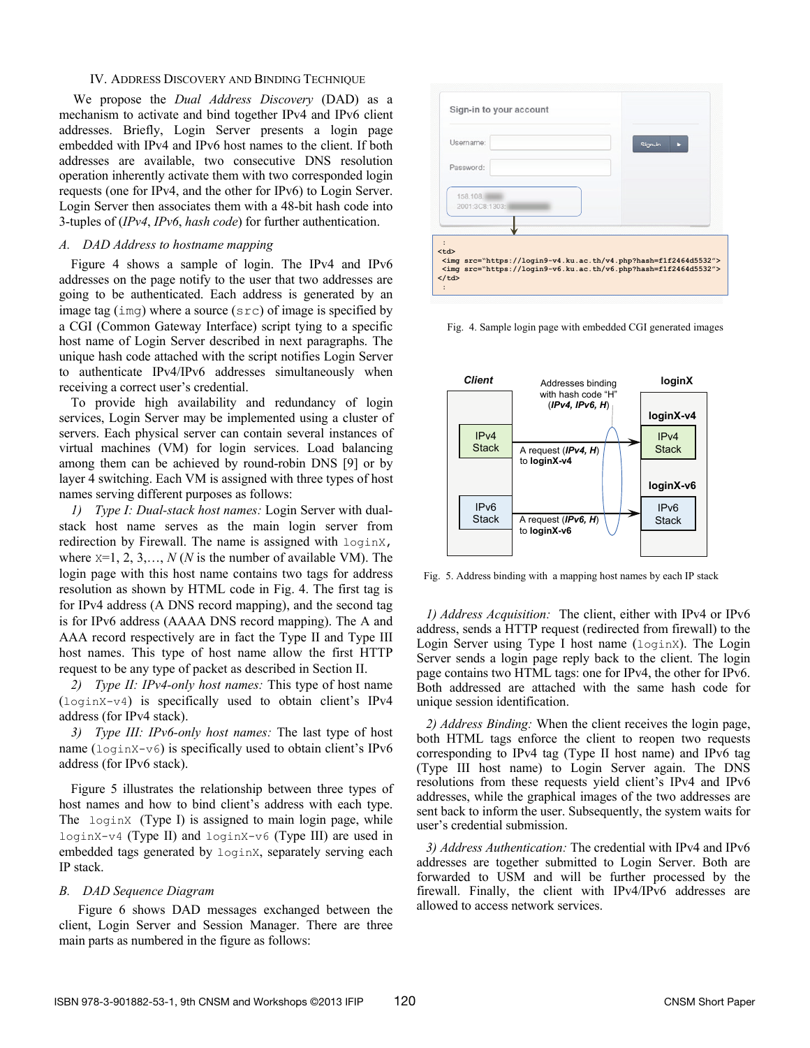## IV. Address Discovery and Binding Technique

We propose the *Dual Address Discovery* (DAD) as a mechanism to activate and bind together IPv4 and IPv6 client addresses. Briefly, Login Server presents a login page embedded with IPv4 and IPv6 host names to the client. If both addresses are available, two consecutive DNS resolution operation inherently activate them with two corresponded login requests (one for IPv4, and the other for IPv6) to Login Server. Login Server then associates them with a 48-bit hash code into 3-tuples of (*IPv4*, *IPv6*, *hash code*) for further authentication.

### *A. DAD Address to hostname mapping*

Figure 4 shows a sample of login. The IPv4 and IPv6 addresses on the page notify to the user that two addresses are going to be authenticated. Each address is generated by an image tag (`img`) where a source (`src`) of image is specified by a CGI (Common Gateway Interface) script tying to a specific host name of Login Server described in next paragraphs. The unique hash code attached with the script notifies Login Server to authenticate IPv4/IPv6 addresses simultaneously when receiving a correct user's credential.

To provide high availability and redundancy of login services, Login Server may be implemented using a cluster of servers. Each physical server can contain several instances of virtual machines (VM) for login services. Load balancing among them can be achieved by round-robin DNS [9] or by layer 4 switching. Each VM is assigned with three types of host names serving different purposes as follows:

*1) Type I: Dual-stack host names:* Login Server with dual-stack host name serves as the main login server from redirection by Firewall. The name is assigned with `loginX`, where `X`=1, 2, 3,…, *N* (*N* is the number of available VM). The login page with this host name contains two tags for address resolution as shown by HTML code in Fig. 4. The first tag is for IPv4 address (A DNS record mapping), and the second tag is for IPv6 address (AAAA DNS record mapping). The A and AAA record respectively are in fact the Type II and Type III host names. This type of host name allow the first HTTP request to be any type of packet as described in Section II.

*2) Type II: IPv4-only host names:* This type of host name (`loginX-v4`) is specifically used to obtain client's IPv4 address (for IPv4 stack).

*3) Type III: IPv6-only host names:* The last type of host name (`loginX-v6`) is specifically used to obtain client's IPv6 address (for IPv6 stack).

Figure 5 illustrates the relationship between three types of host names and how to bind client's address with each type. The `loginX` (Type I) is assigned to main login page, while `loginX-v4` (Type II) and `loginX-v6` (Type III) are used in embedded tags generated by `loginX`, separately serving each IP stack.

### *B. DAD Sequence Diagram*

Figure 6 shows DAD messages exchanged between the client, Login Server and Session Manager. There are three main parts as numbered in the figure as follows:

Sign-in to your account

Username:

Password:

Sign-in

158.108.

2001:3C8:1303:

```
:
<td>
 <img src="https://login9-v4.ku.ac.th/v4.php?hash=f1f2464d5532">
 <img src="https://login9-v6.ku.ac.th/v6.php?hash=f1f2464d5532">
</td>
:
```

Fig. 4. Sample login page with embedded CGI generated images

Client | Addresses binding with hash code "H" (*IPv4, IPv6, H*) | loginX

IPv4 Stack — A request (*IPv4, H*) to **loginX-v4** → **loginX-v4** IPv4 Stack

IPv6 Stack — A request (*IPv6, H*) to **loginX-v6** → **loginX-v6** IPv6 Stack

Fig. 5. Address binding with a mapping host names by each IP stack

*1) Address Acquisition:* The client, either with IPv4 or IPv6 address, sends a HTTP request (redirected from firewall) to the Login Server using Type I host name (`loginX`). The Login Server sends a login page reply back to the client. The login page contains two HTML tags: one for IPv4, the other for IPv6. Both addressed are attached with the same hash code for unique session identification.

*2) Address Binding:* When the client receives the login page, both HTML tags enforce the client to reopen two requests corresponding to IPv4 tag (Type II host name) and IPv6 tag (Type III host name) to Login Server again. The DNS resolutions from these requests yield client's IPv4 and IPv6 addresses, while the graphical images of the two addresses are sent back to inform the user. Subsequently, the system waits for user's credential submission.

*3) Address Authentication:* The credential with IPv4 and IPv6 addresses are together submitted to Login Server. Both are forwarded to USM and will be further processed by the firewall. Finally, the client with IPv4/IPv6 addresses are allowed to access network services.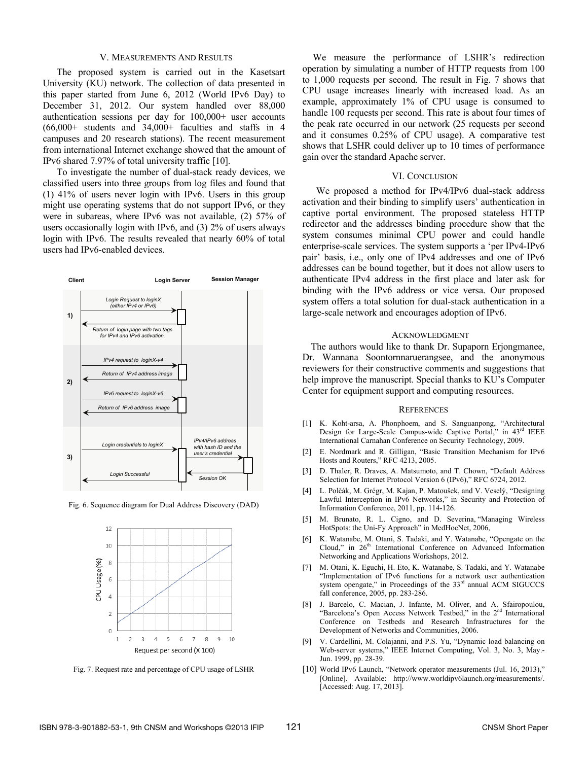## V. Measurements And Results

The proposed system is carried out in the Kasetsart University (KU) network. The collection of data presented in this paper started from June 6, 2012 (World IPv6 Day) to December 31, 2012. Our system handled over 88,000 authentication sessions per day for 100,000+ user accounts (66,000+ students and 34,000+ faculties and staffs in 4 campuses and 20 research stations). The recent measurement from international Internet exchange showed that the amount of IPv6 shared 7.97% of total university traffic [10].

To investigate the number of dual-stack ready devices, we classified users into three groups from log files and found that (1) 41% of users never login with IPv6. Users in this group might use operating systems that do not support IPv6, or they were in subareas, where IPv6 was not available, (2) 57% of users occasionally login with IPv6, and (3) 2% of users always login with IPv6. The results revealed that nearly 60% of total users had IPv6-enabled devices.

Client
Login Server
Session Manager
1)
Login Request to loginX (either IPv4 or IPv6)
Return of login page with two tags for IPv4 and IPv6 activation.
2)
IPv4 request to loginX-v4
Return of IPv4 address image
IPv6 request to loginX-v6
Return of IPv6 address image
3)
Login credentials to loginX
IPv4/IPv6 address with hash ID and the user's credential
Login Successful
Session OK

Fig. 6. Sequence diagram for Dual Address Discovery (DAD)

CPU Usage (%)
Request per second (X 100)
0 2 4 6 8 10 12
1 2 3 4 5 6 7 8 9 10

Fig. 7. Request rate and percentage of CPU usage of LSHR

We measure the performance of LSHR's redirection operation by simulating a number of HTTP requests from 100 to 1,000 requests per second. The result in Fig. 7 shows that CPU usage increases linearly with increased load. As an example, approximately 1% of CPU usage is consumed to handle 100 requests per second. This rate is about four times of the peak rate occurred in our network (25 requests per second and it consumes 0.25% of CPU usage). A comparative test shows that LSHR could deliver up to 10 times of performance gain over the standard Apache server.

## VI. Conclusion

We proposed a method for IPv4/IPv6 dual-stack address activation and their binding to simplify users' authentication in captive portal environment. The proposed stateless HTTP redirector and the addresses binding procedure show that the system consumes minimal CPU power and could handle enterprise-scale services. The system supports a 'per IPv4-IPv6 pair' basis, i.e., only one of IPv4 addresses and one of IPv6 addresses can be bound together, but it does not allow users to authenticate IPv4 address in the first place and later ask for binding with the IPv6 address or vice versa. Our proposed system offers a total solution for dual-stack authentication in a large-scale network and encourages adoption of IPv6.

## Acknowledgment

The authors would like to thank Dr. Supaporn Erjongmanee, Dr. Wannana Soontornnaruerangsee, and the anonymous reviewers for their constructive comments and suggestions that help improve the manuscript. Special thanks to KU's Computer Center for equipment support and computing resources.

## References

[1] K. Koht-arsa, A. Phonphoem, and S. Sanguanpong, "Architectural Design for Large-Scale Campus-wide Captive Portal," in 43rd IEEE International Carnahan Conference on Security Technology, 2009.

[2] E. Nordmark and R. Gilligan, "Basic Transition Mechanism for IPv6 Hosts and Routers," RFC 4213, 2005.

[3] D. Thaler, R. Draves, A. Matsumoto, and T. Chown, "Default Address Selection for Internet Protocol Version 6 (IPv6)," RFC 6724, 2012.

[4] L. Polčák, M. Grégr, M. Kajan, P. Matoušek, and V. Veselý, "Designing Lawful Interception in IPv6 Networks," in Security and Protection of Information Conference, 2011, pp. 114-126.

[5] M. Brunato, R. L. Cigno, and D. Severina, "Managing Wireless HotSpots: the Uni-Fy Approach" in MedHocNet, 2006,

[6] K. Watanabe, M. Otani, S. Tadaki, and Y. Watanabe, "Opengate on the Cloud," in 26th International Conference on Advanced Information Networking and Applications Workshops, 2012.

[7] M. Otani, K. Eguchi, H. Eto, K. Watanabe, S. Tadaki, and Y. Watanabe "Implementation of IPv6 functions for a network user authentication system opengate," in Proceedings of the 33rd annual ACM SIGUCCS fall conference, 2005, pp. 283-286.

[8] J. Barcelo, C. Macian, J. Infante, M. Oliver, and A. Sfairopoulou, "Barcelona's Open Access Network Testbed," in the 2nd International Conference on Testbeds and Research Infrastructures for the Development of Networks and Communities, 2006.

[9] V. Cardellini, M. Colajanni, and P.S. Yu, "Dynamic load balancing on Web-server systems," IEEE Internet Computing, Vol. 3, No. 3, May.-Jun. 1999, pp. 28-39.

[10] World IPv6 Launch, "Network operator measurements (Jul. 16, 2013)," [Online]. Available: http://www.worldipv6launch.org/measurements/. [Accessed: Aug. 17, 2013].